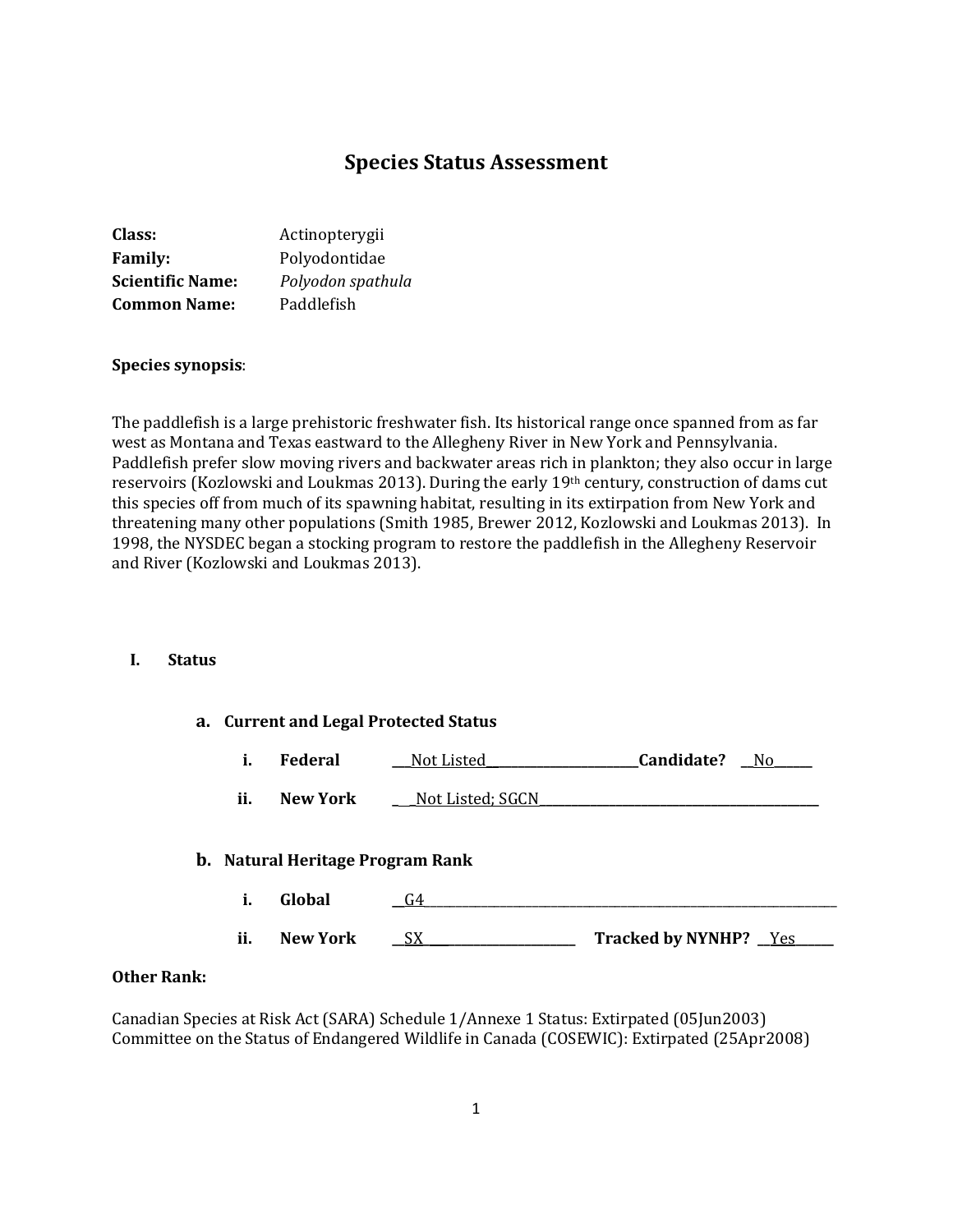# Species Status Assessment

**Class:** Actinopterygii
**Family:** Polyodontidae
**Scientific Name:** *Polyodon spathula*
**Common Name:** Paddlefish

**Species synopsis**:

The paddlefish is a large prehistoric freshwater fish. Its historical range once spanned from as far west as Montana and Texas eastward to the Allegheny River in New York and Pennsylvania. Paddlefish prefer slow moving rivers and backwater areas rich in plankton; they also occur in large reservoirs (Kozlowski and Loukmas 2013). During the early 19th century, construction of dams cut this species off from much of its spawning habitat, resulting in its extirpation from New York and threatening many other populations (Smith 1985, Brewer 2012, Kozlowski and Loukmas 2013). In 1998, the NYSDEC began a stocking program to restore the paddlefish in the Allegheny Reservoir and River (Kozlowski and Loukmas 2013).

## I. Status

### a. Current and Legal Protected Status

i. **Federal** Not Listed **Candidate?** No

ii. **New York** Not Listed; SGCN

### b. Natural Heritage Program Rank

i. **Global** G4

ii. **New York** SX **Tracked by NYNHP?** Yes

**Other Rank:**

Canadian Species at Risk Act (SARA) Schedule 1/Annexe 1 Status: Extirpated (05Jun2003)
Committee on the Status of Endangered Wildlife in Canada (COSEWIC): Extirpated (25Apr2008)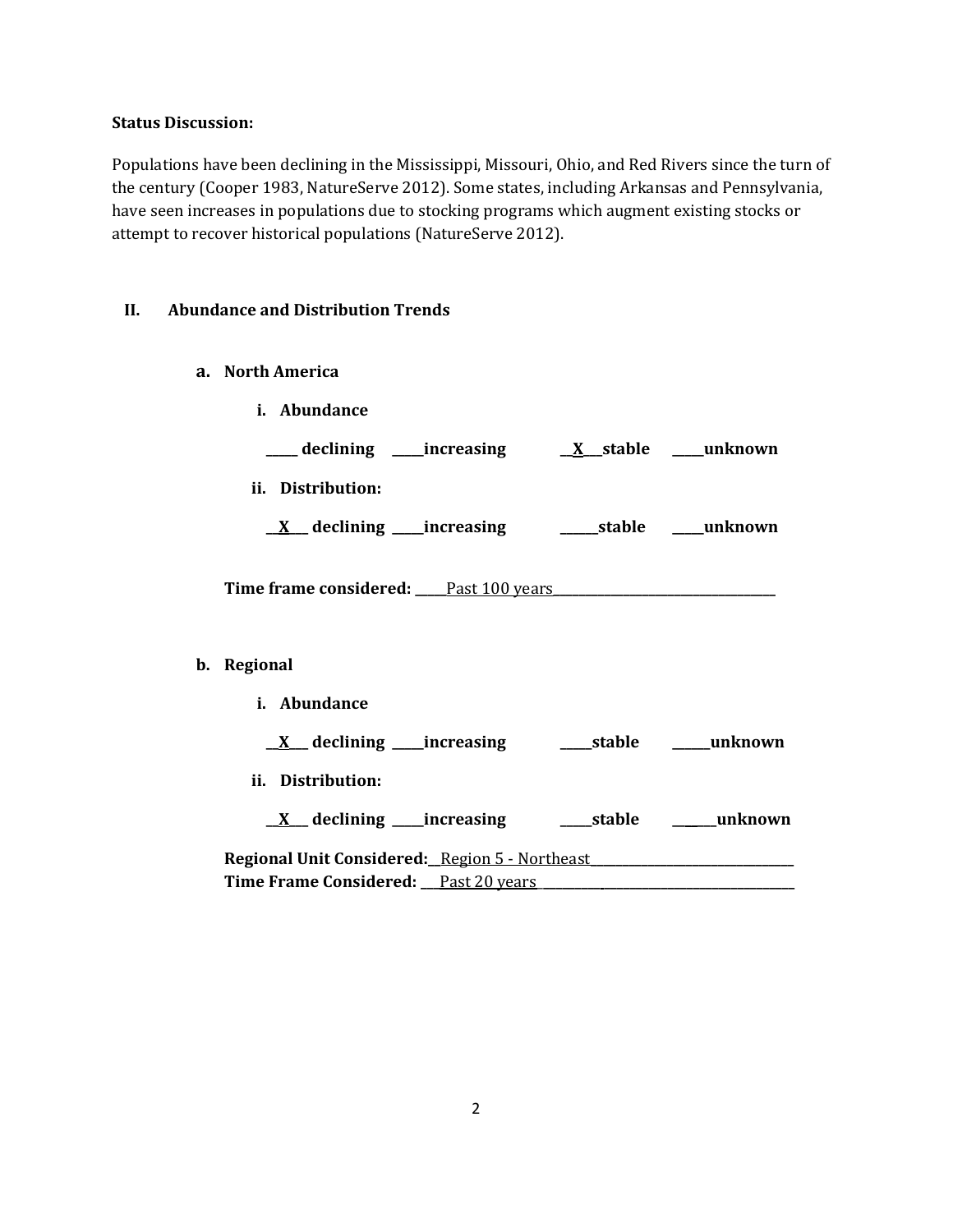**Status Discussion:**

Populations have been declining in the Mississippi, Missouri, Ohio, and Red Rivers since the turn of the century (Cooper 1983, NatureServe 2012). Some states, including Arkansas and Pennsylvania, have seen increases in populations due to stocking programs which augment existing stocks or attempt to recover historical populations (NatureServe 2012).

## II. Abundance and Distribution Trends

### a. North America

**i. Abundance**

**_____ declining _____increasing __X___stable _____unknown**

**ii. Distribution:**

**__X___ declining _____increasing ______stable _____unknown**

**Time frame considered:** _____Past 100 years__________________________________

### b. Regional

**i. Abundance**

**__X___ declining _____increasing _____stable ______unknown**

**ii. Distribution:**

**__X___ declining _____increasing _____stable _______unknown**

**Regional Unit Considered:**__Region 5 - Northeast______________________________

**Time Frame Considered:** ___Past 20 years _______________________________________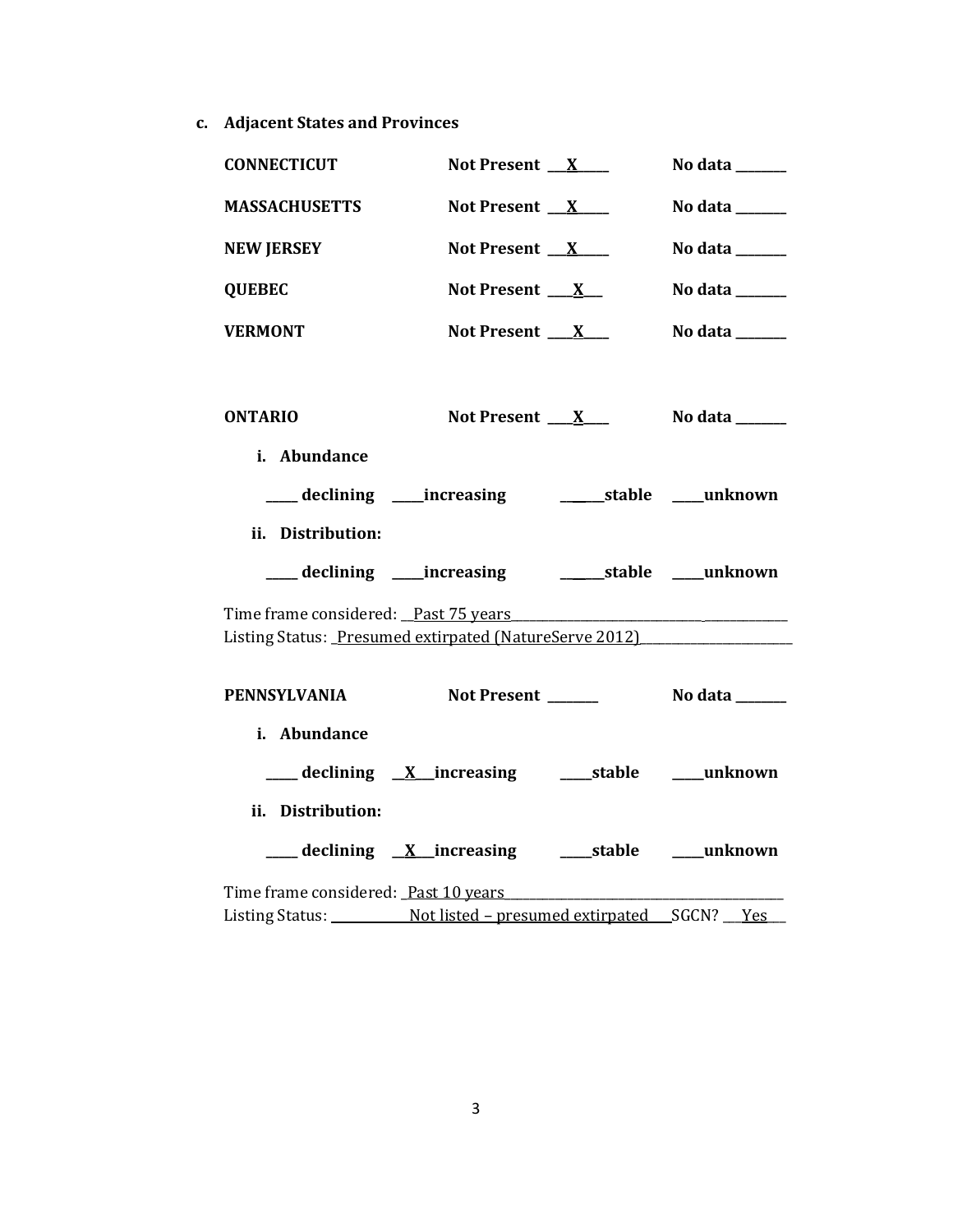**c. Adjacent States and Provinces**

**CONNECTICUT** **Not Present** __X__ **No data** ______

**MASSACHUSETTS** **Not Present** __X__ **No data** ______

**NEW JERSEY** **Not Present** __X__ **No data** ______

**QUEBEC** **Not Present** __X__ **No data** ______

**VERMONT** **Not Present** __X__ **No data** ______

**ONTARIO** **Not Present** __X__ **No data** ______

**i. Abundance**

____ **declining** ____**increasing** ______**stable** ____**unknown**

**ii. Distribution:**

____ **declining** ____**increasing** ______**stable** ____**unknown**

Time frame considered: Past 75 years

Listing Status: Presumed extirpated (NatureServe 2012)

**PENNSYLVANIA** **Not Present** ______ **No data** ______

**i. Abundance**

____ **declining** __X__**increasing** ____**stable** ____**unknown**

**ii. Distribution:**

____ **declining** __X__**increasing** ____**stable** ____**unknown**

Time frame considered: Past 10 years

Listing Status: Not listed – presumed extirpated SGCN? Yes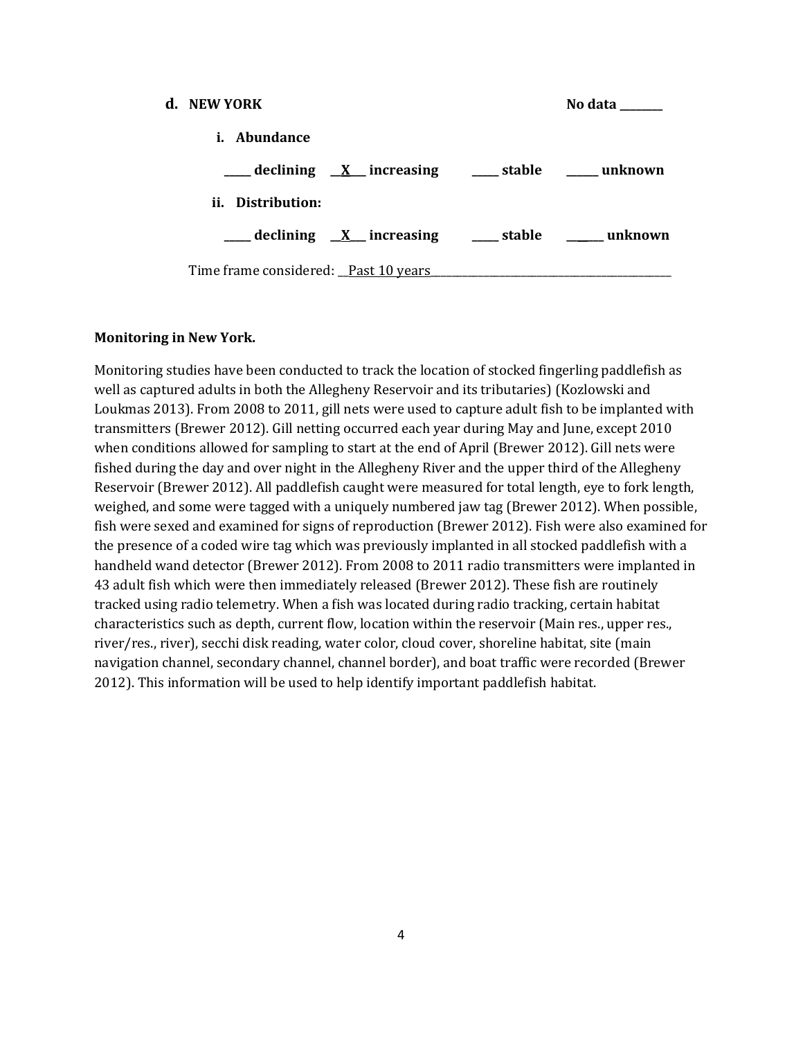**d. NEW YORK** **No data ________**

**i. Abundance**

**_____ declining __X___ increasing _____ stable ______ unknown**

**ii. Distribution:**

**_____ declining __X___ increasing _____ stable ______ unknown**

Time frame considered: __Past 10 years_______________________________________________

**Monitoring in New York.**

Monitoring studies have been conducted to track the location of stocked fingerling paddlefish as well as captured adults in both the Allegheny Reservoir and its tributaries) (Kozlowski and Loukmas 2013). From 2008 to 2011, gill nets were used to capture adult fish to be implanted with transmitters (Brewer 2012). Gill netting occurred each year during May and June, except 2010 when conditions allowed for sampling to start at the end of April (Brewer 2012). Gill nets were fished during the day and over night in the Allegheny River and the upper third of the Allegheny Reservoir (Brewer 2012). All paddlefish caught were measured for total length, eye to fork length, weighed, and some were tagged with a uniquely numbered jaw tag (Brewer 2012). When possible, fish were sexed and examined for signs of reproduction (Brewer 2012). Fish were also examined for the presence of a coded wire tag which was previously implanted in all stocked paddlefish with a handheld wand detector (Brewer 2012). From 2008 to 2011 radio transmitters were implanted in 43 adult fish which were then immediately released (Brewer 2012). These fish are routinely tracked using radio telemetry. When a fish was located during radio tracking, certain habitat characteristics such as depth, current flow, location within the reservoir (Main res., upper res., river/res., river), secchi disk reading, water color, cloud cover, shoreline habitat, site (main navigation channel, secondary channel, channel border), and boat traffic were recorded (Brewer 2012). This information will be used to help identify important paddlefish habitat.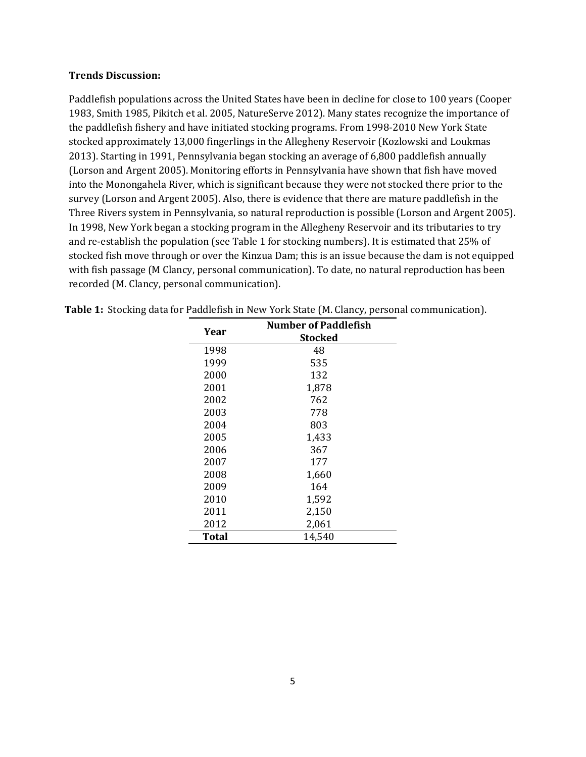**Trends Discussion:**

Paddlefish populations across the United States have been in decline for close to 100 years (Cooper 1983, Smith 1985, Pikitch et al. 2005, NatureServe 2012). Many states recognize the importance of the paddlefish fishery and have initiated stocking programs. From 1998-2010 New York State stocked approximately 13,000 fingerlings in the Allegheny Reservoir (Kozlowski and Loukmas 2013). Starting in 1991, Pennsylvania began stocking an average of 6,800 paddlefish annually (Lorson and Argent 2005). Monitoring efforts in Pennsylvania have shown that fish have moved into the Monongahela River, which is significant because they were not stocked there prior to the survey (Lorson and Argent 2005). Also, there is evidence that there are mature paddlefish in the Three Rivers system in Pennsylvania, so natural reproduction is possible (Lorson and Argent 2005). In 1998, New York began a stocking program in the Allegheny Reservoir and its tributaries to try and re-establish the population (see Table 1 for stocking numbers). It is estimated that 25% of stocked fish move through or over the Kinzua Dam; this is an issue because the dam is not equipped with fish passage (M Clancy, personal communication). To date, no natural reproduction has been recorded (M. Clancy, personal communication).

**Table 1:** Stocking data for Paddlefish in New York State (M. Clancy, personal communication).

| Year | Number of Paddlefish Stocked |
|---|---|
| 1998 | 48 |
| 1999 | 535 |
| 2000 | 132 |
| 2001 | 1,878 |
| 2002 | 762 |
| 2003 | 778 |
| 2004 | 803 |
| 2005 | 1,433 |
| 2006 | 367 |
| 2007 | 177 |
| 2008 | 1,660 |
| 2009 | 164 |
| 2010 | 1,592 |
| 2011 | 2,150 |
| 2012 | 2,061 |
| **Total** | 14,540 |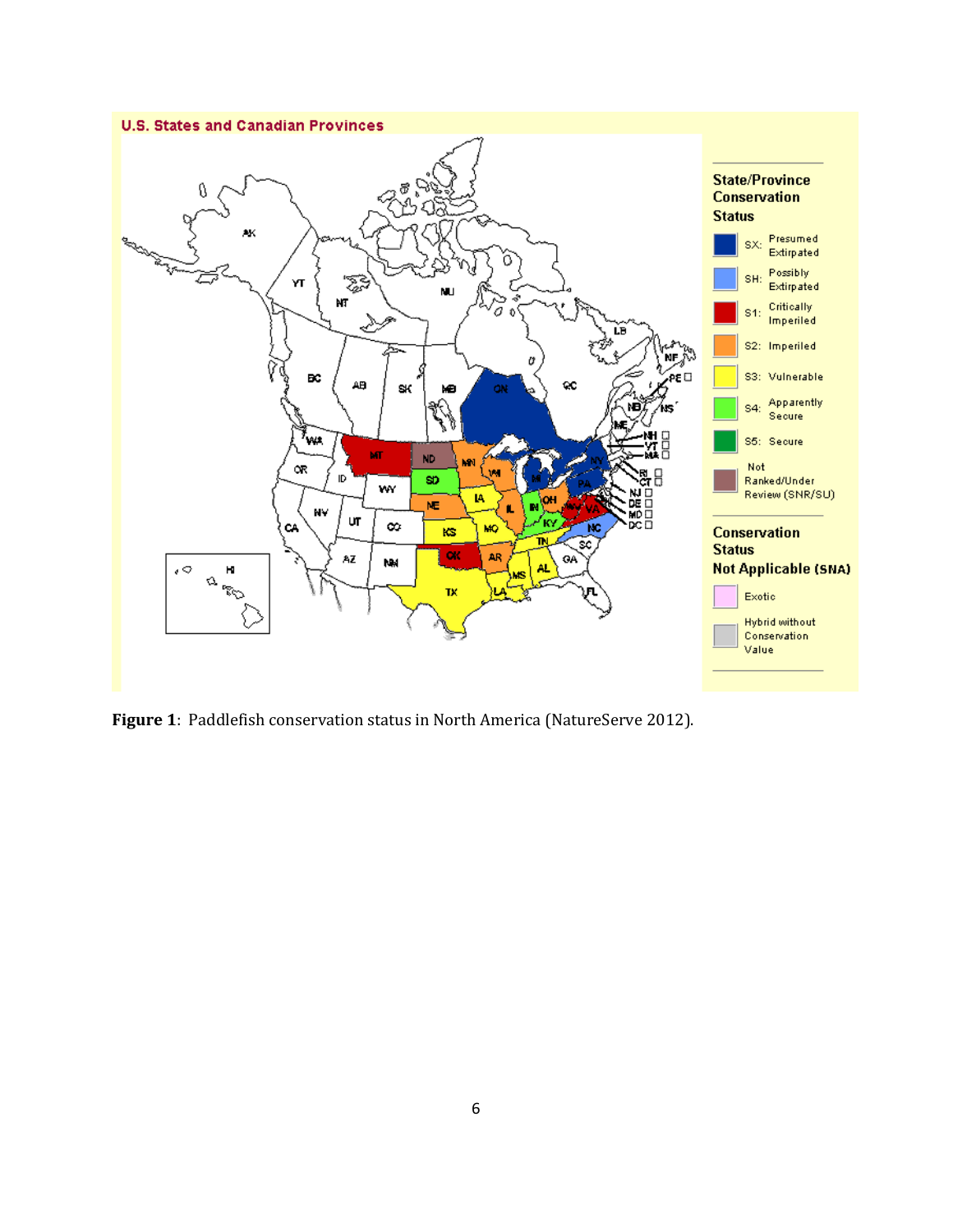**Figure 1**: Paddlefish conservation status in North America (NatureServe 2012).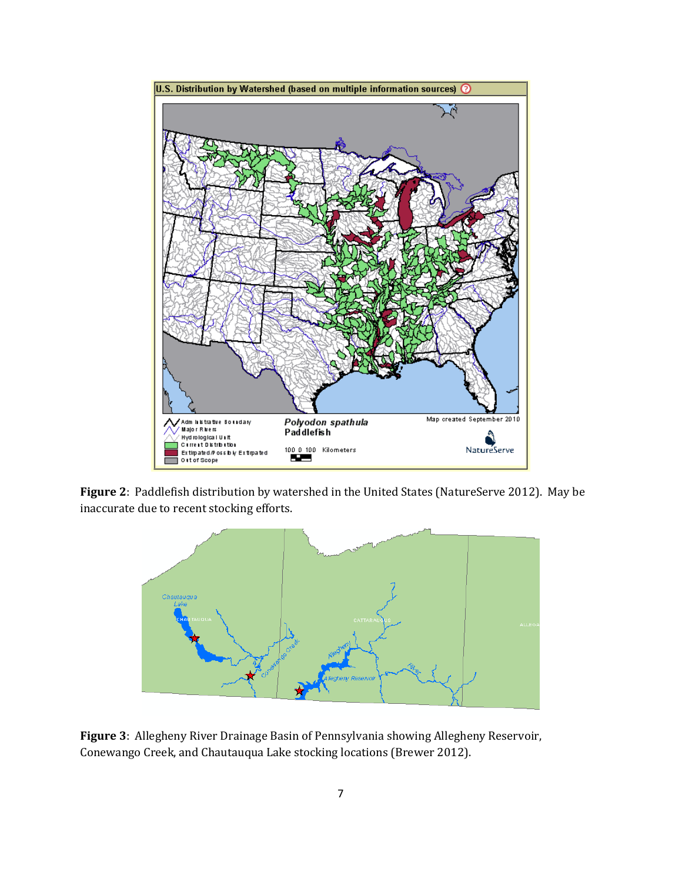**Figure 2**: Paddlefish distribution by watershed in the United States (NatureServe 2012). May be inaccurate due to recent stocking efforts.

**Figure 3**: Allegheny River Drainage Basin of Pennsylvania showing Allegheny Reservoir, Conewango Creek, and Chautauqua Lake stocking locations (Brewer 2012).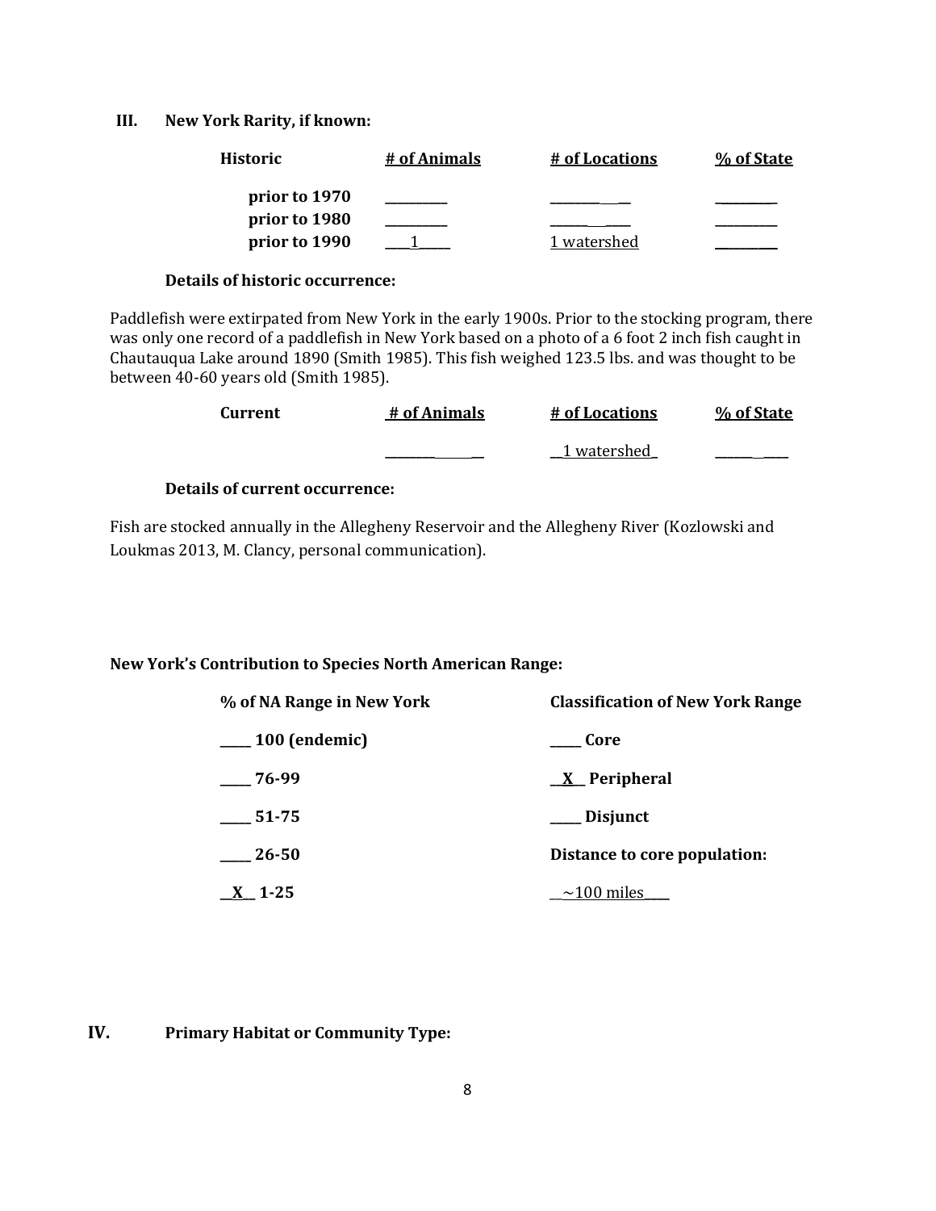### III. New York Rarity, if known:

| Historic | # of Animals | # of Locations | % of State |
|---|---|---|---|
| prior to 1970 | _________ | ___________ | _________ |
| prior to 1980 | _________ | ___________ | _________ |
| prior to 1990 | ___1_____ | 1 watershed | _________ |

**Details of historic occurrence:**

Paddlefish were extirpated from New York in the early 1900s. Prior to the stocking program, there was only one record of a paddlefish in New York based on a photo of a 6 foot 2 inch fish caught in Chautauqua Lake around 1890 (Smith 1985). This fish weighed 123.5 lbs. and was thought to be between 40-60 years old (Smith 1985).

| Current | # of Animals | # of Locations | % of State |
|---|---|---|---|
| | ______________ | __1 watershed_ | ___________ |

**Details of current occurrence:**

Fish are stocked annually in the Allegheny Reservoir and the Allegheny River (Kozlowski and Loukmas 2013, M. Clancy, personal communication).

**New York's Contribution to Species North American Range:**

| % of NA Range in New York | Classification of New York Range |
|---|---|
| ____ 100 (endemic) | ____ Core |
| ____ 76-99 | __X__ Peripheral |
| ____ 51-75 | ____ Disjunct |
| ____ 26-50 | **Distance to core population:** |
| __X__ 1-25 | __~100 miles____ |

### IV. Primary Habitat or Community Type: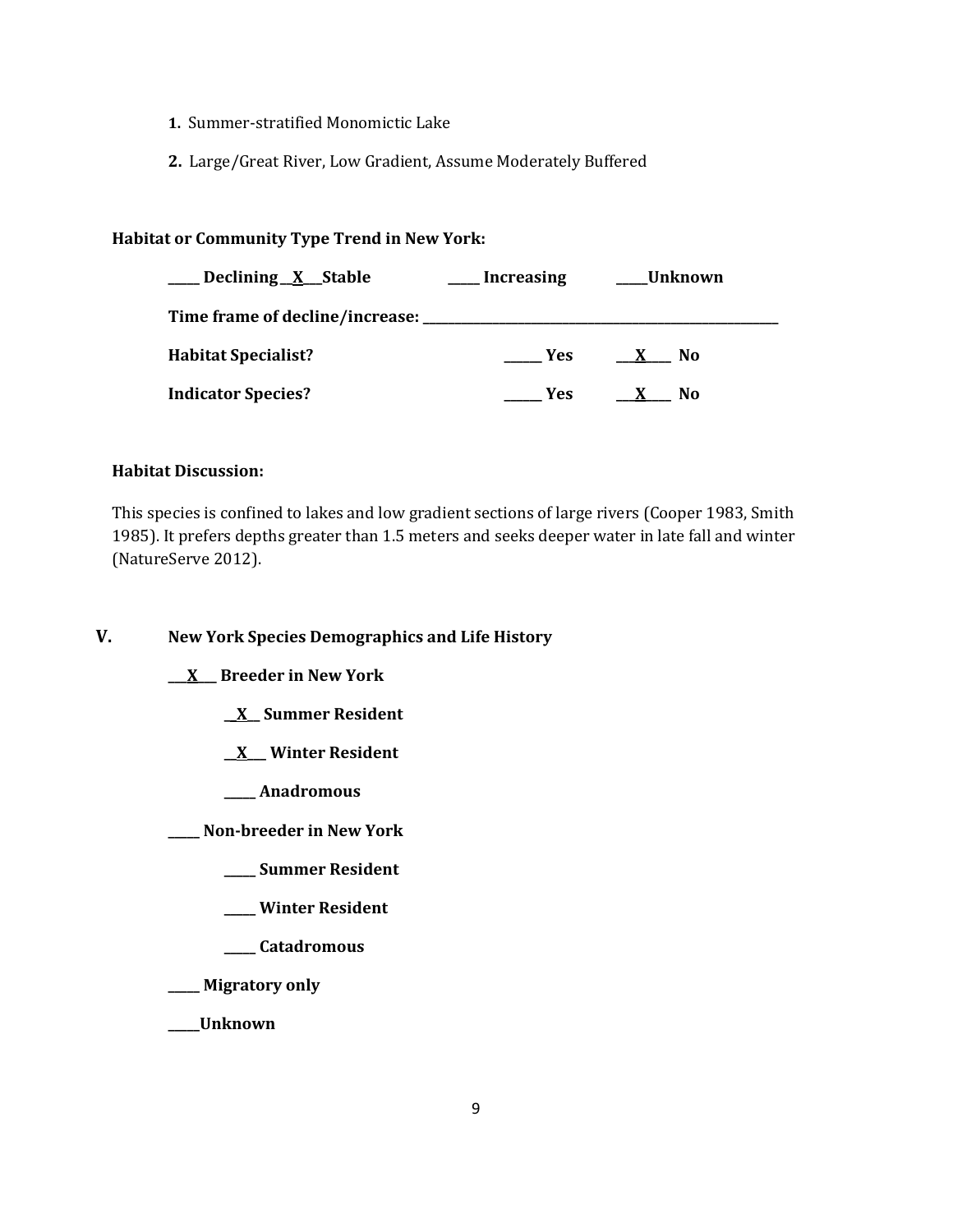1. Summer-stratified Monomictic Lake
2. Large/Great River, Low Gradient, Assume Moderately Buffered

**Habitat or Community Type Trend in New York:**

**_____ Declining __X__ Stable _____ Increasing _____Unknown**

**Time frame of decline/increase: ______________________________**

**Habitat Specialist? ______ Yes ___X___ No**

**Indicator Species? ______ Yes ___X___ No**

**Habitat Discussion:**

This species is confined to lakes and low gradient sections of large rivers (Cooper 1983, Smith 1985). It prefers depths greater than 1.5 meters and seeks deeper water in late fall and winter (NatureServe 2012).

## V. New York Species Demographics and Life History

**___X___ Breeder in New York**

**__X__ Summer Resident**

**__X___ Winter Resident**

**_____ Anadromous**

**_____ Non-breeder in New York**

**_____ Summer Resident**

**_____ Winter Resident**

**_____ Catadromous**

**_____ Migratory only**

**_____Unknown**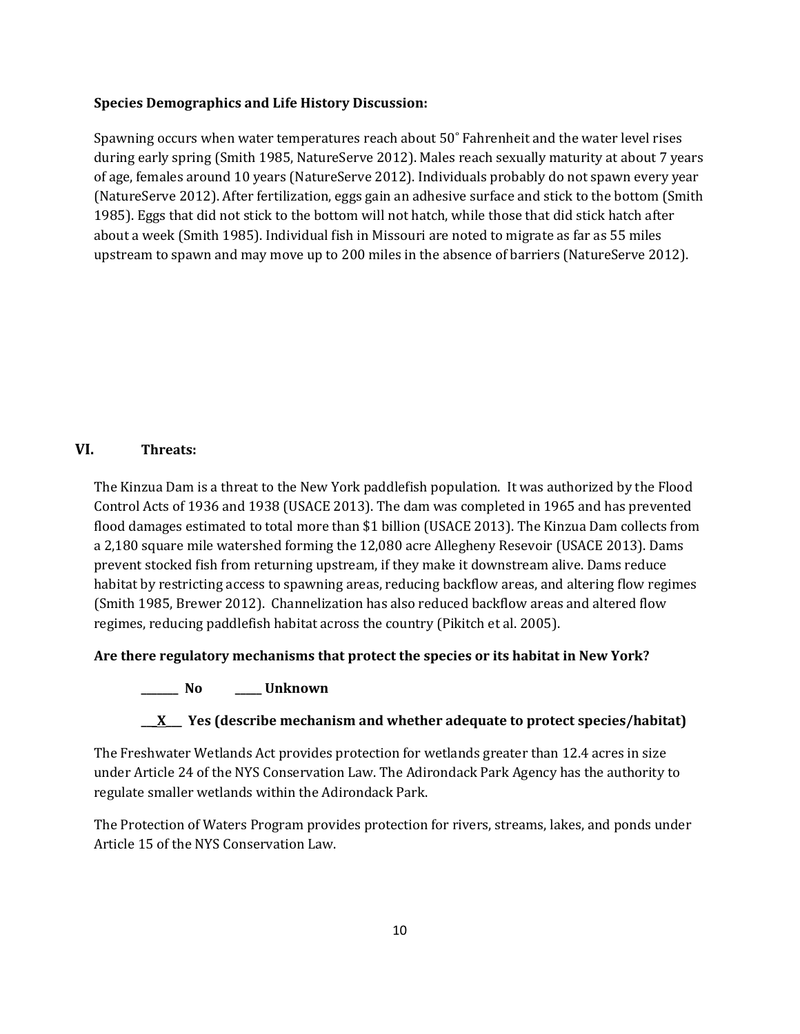**Species Demographics and Life History Discussion:**

Spawning occurs when water temperatures reach about 50˚ Fahrenheit and the water level rises during early spring (Smith 1985, NatureServe 2012). Males reach sexually maturity at about 7 years of age, females around 10 years (NatureServe 2012). Individuals probably do not spawn every year (NatureServe 2012). After fertilization, eggs gain an adhesive surface and stick to the bottom (Smith 1985). Eggs that did not stick to the bottom will not hatch, while those that did stick hatch after about a week (Smith 1985). Individual fish in Missouri are noted to migrate as far as 55 miles upstream to spawn and may move up to 200 miles in the absence of barriers (NatureServe 2012).

## VI. Threats:

The Kinzua Dam is a threat to the New York paddlefish population. It was authorized by the Flood Control Acts of 1936 and 1938 (USACE 2013). The dam was completed in 1965 and has prevented flood damages estimated to total more than $1 billion (USACE 2013). The Kinzua Dam collects from a 2,180 square mile watershed forming the 12,080 acre Allegheny Resevoir (USACE 2013). Dams prevent stocked fish from returning upstream, if they make it downstream alive. Dams reduce habitat by restricting access to spawning areas, reducing backflow areas, and altering flow regimes (Smith 1985, Brewer 2012). Channelization has also reduced backflow areas and altered flow regimes, reducing paddlefish habitat across the country (Pikitch et al. 2005).

**Are there regulatory mechanisms that protect the species or its habitat in New York?**

**_______ No &nbsp;&nbsp;&nbsp;&nbsp; _____ Unknown**

**__X___ Yes (describe mechanism and whether adequate to protect species/habitat)**

The Freshwater Wetlands Act provides protection for wetlands greater than 12.4 acres in size under Article 24 of the NYS Conservation Law. The Adirondack Park Agency has the authority to regulate smaller wetlands within the Adirondack Park.

The Protection of Waters Program provides protection for rivers, streams, lakes, and ponds under Article 15 of the NYS Conservation Law.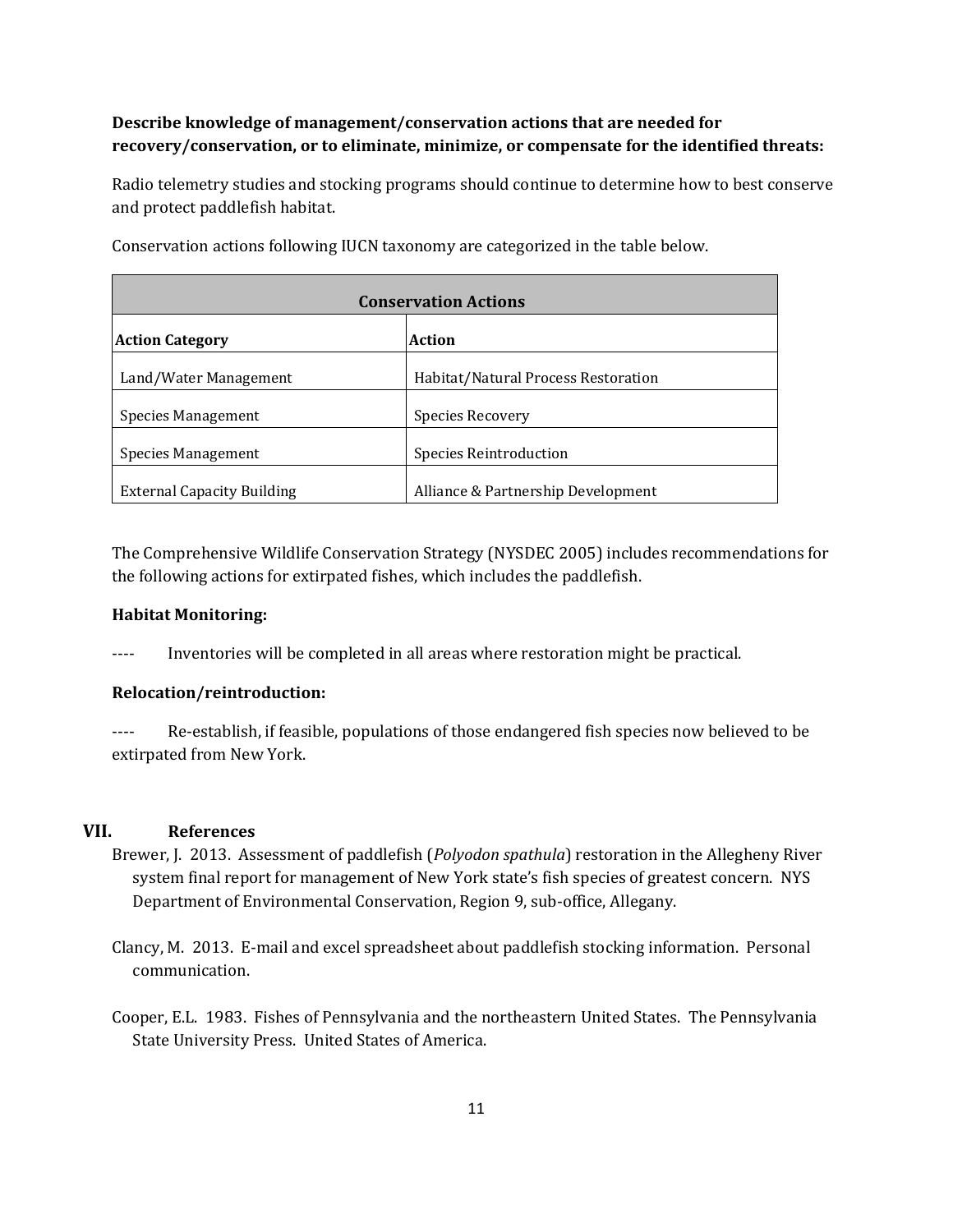**Describe knowledge of management/conservation actions that are needed for recovery/conservation, or to eliminate, minimize, or compensate for the identified threats:**

Radio telemetry studies and stocking programs should continue to determine how to best conserve and protect paddlefish habitat.

Conservation actions following IUCN taxonomy are categorized in the table below.

| **Conservation Actions** | |
|---|---|
| **Action Category** | **Action** |
| Land/Water Management | Habitat/Natural Process Restoration |
| Species Management | Species Recovery |
| Species Management | Species Reintroduction |
| External Capacity Building | Alliance & Partnership Development |

The Comprehensive Wildlife Conservation Strategy (NYSDEC 2005) includes recommendations for the following actions for extirpated fishes, which includes the paddlefish.

**Habitat Monitoring:**

---- Inventories will be completed in all areas where restoration might be practical.

**Relocation/reintroduction:**

---- Re-establish, if feasible, populations of those endangered fish species now believed to be extirpated from New York.

## VII. References

Brewer, J. 2013. Assessment of paddlefish (*Polyodon spathula*) restoration in the Allegheny River system final report for management of New York state's fish species of greatest concern. NYS Department of Environmental Conservation, Region 9, sub-office, Allegany.

Clancy, M. 2013. E-mail and excel spreadsheet about paddlefish stocking information. Personal communication.

Cooper, E.L. 1983. Fishes of Pennsylvania and the northeastern United States. The Pennsylvania State University Press. United States of America.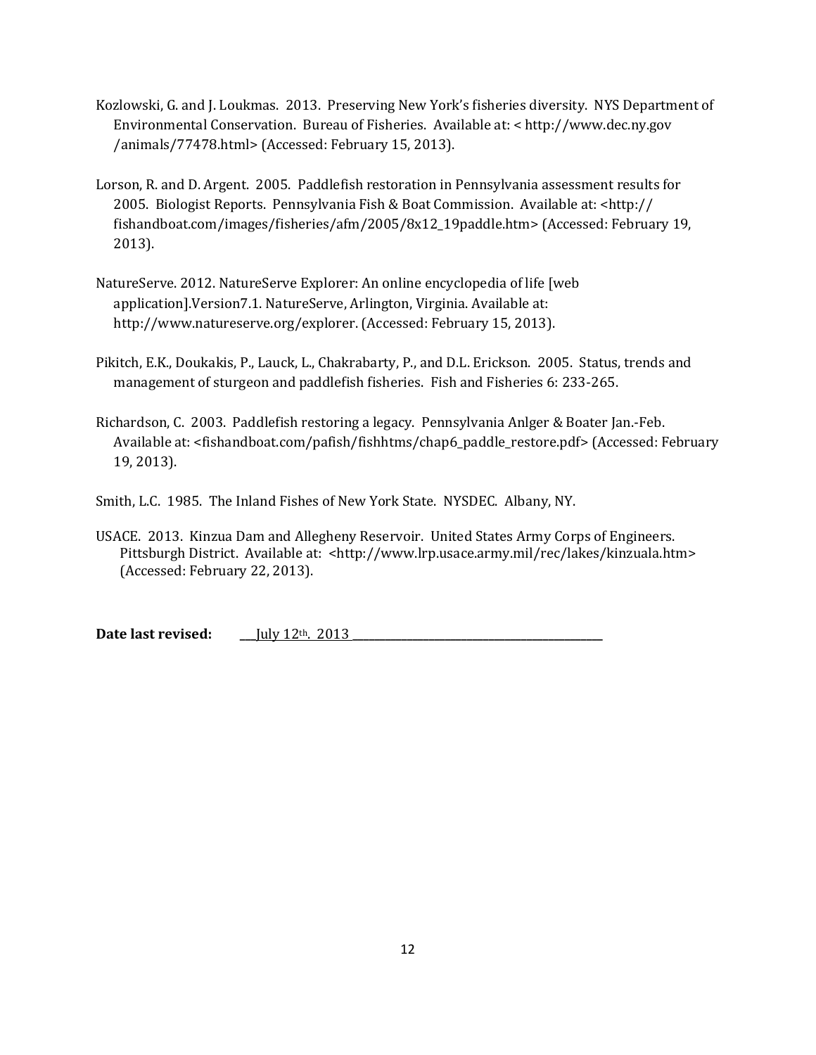Kozlowski, G. and J. Loukmas. 2013. Preserving New York's fisheries diversity. NYS Department of Environmental Conservation. Bureau of Fisheries. Available at: < http://www.dec.ny.gov /animals/77478.html> (Accessed: February 15, 2013).

Lorson, R. and D. Argent. 2005. Paddlefish restoration in Pennsylvania assessment results for 2005. Biologist Reports. Pennsylvania Fish & Boat Commission. Available at: <http:// fishandboat.com/images/fisheries/afm/2005/8x12_19paddle.htm> (Accessed: February 19, 2013).

NatureServe. 2012. NatureServe Explorer: An online encyclopedia of life [web application].Version7.1. NatureServe, Arlington, Virginia. Available at: http://www.natureserve.org/explorer. (Accessed: February 15, 2013).

Pikitch, E.K., Doukakis, P., Lauck, L., Chakrabarty, P., and D.L. Erickson. 2005. Status, trends and management of sturgeon and paddlefish fisheries. Fish and Fisheries 6: 233-265.

Richardson, C. 2003. Paddlefish restoring a legacy. Pennsylvania Anlger & Boater Jan.-Feb. Available at: <fishandboat.com/pafish/fishhtms/chap6_paddle_restore.pdf> (Accessed: February 19, 2013).

Smith, L.C. 1985. The Inland Fishes of New York State. NYSDEC. Albany, NY.

USACE. 2013. Kinzua Dam and Allegheny Reservoir. United States Army Corps of Engineers. Pittsburgh District. Available at: <http://www.lrp.usace.army.mil/rec/lakes/kinzuala.htm> (Accessed: February 22, 2013).

**Date last revised:** July 12th. 2013